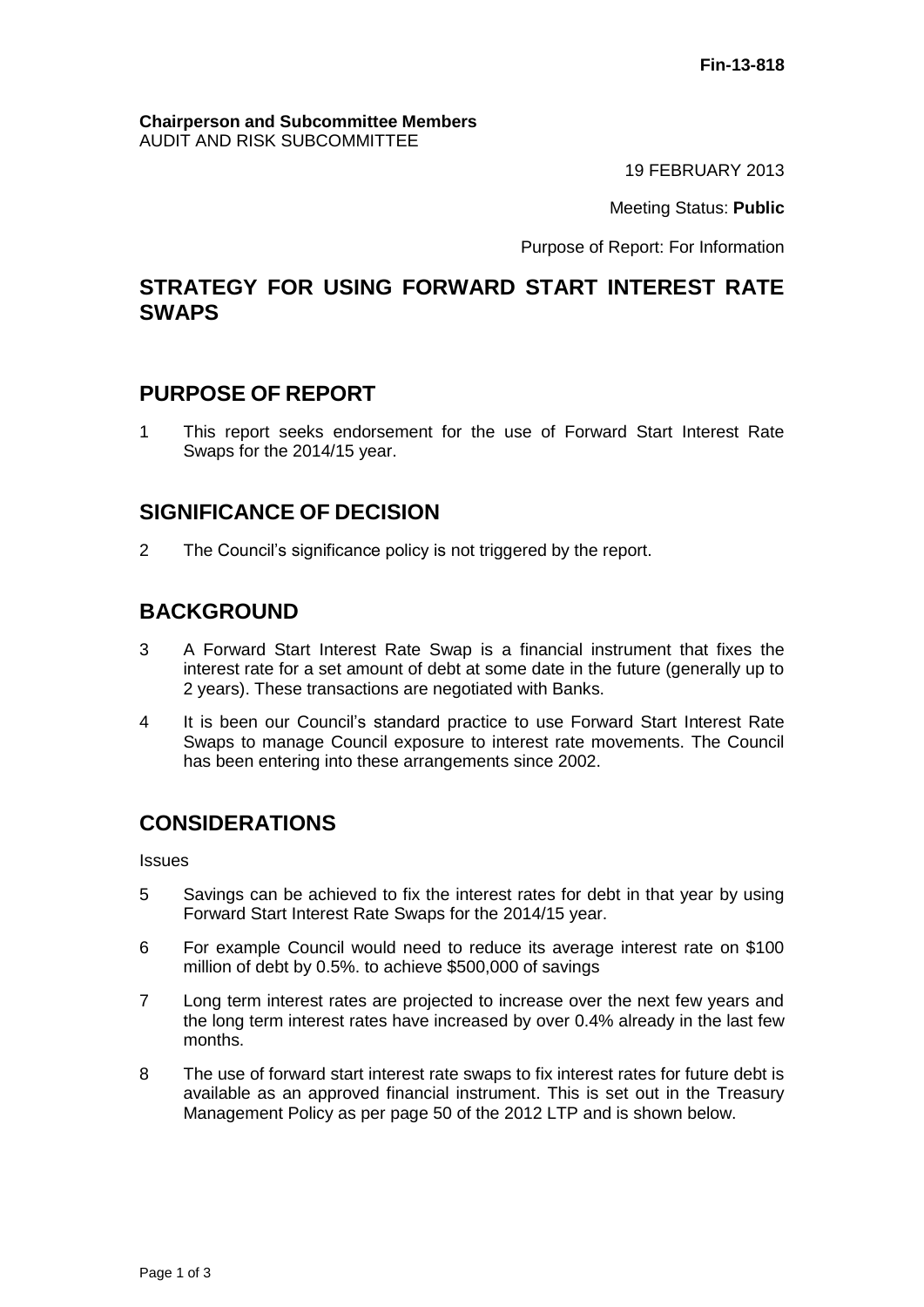**Fin-13-818**

**Chairperson and Subcommittee Members**
AUDIT AND RISK SUBCOMMITTEE

19 FEBRUARY 2013

Meeting Status: **Public**

Purpose of Report: For Information

# STRATEGY FOR USING FORWARD START INTEREST RATE SWAPS

## PURPOSE OF REPORT

1 This report seeks endorsement for the use of Forward Start Interest Rate Swaps for the 2014/15 year.

## SIGNIFICANCE OF DECISION

2 The Council's significance policy is not triggered by the report.

## BACKGROUND

3 A Forward Start Interest Rate Swap is a financial instrument that fixes the interest rate for a set amount of debt at some date in the future (generally up to 2 years). These transactions are negotiated with Banks.

4 It is been our Council's standard practice to use Forward Start Interest Rate Swaps to manage Council exposure to interest rate movements. The Council has been entering into these arrangements since 2002.

## CONSIDERATIONS

Issues

5 Savings can be achieved to fix the interest rates for debt in that year by using Forward Start Interest Rate Swaps for the 2014/15 year.

6 For example Council would need to reduce its average interest rate on $100 million of debt by 0.5%. to achieve $500,000 of savings

7 Long term interest rates are projected to increase over the next few years and the long term interest rates have increased by over 0.4% already in the last few months.

8 The use of forward start interest rate swaps to fix interest rates for future debt is available as an approved financial instrument. This is set out in the Treasury Management Policy as per page 50 of the 2012 LTP and is shown below.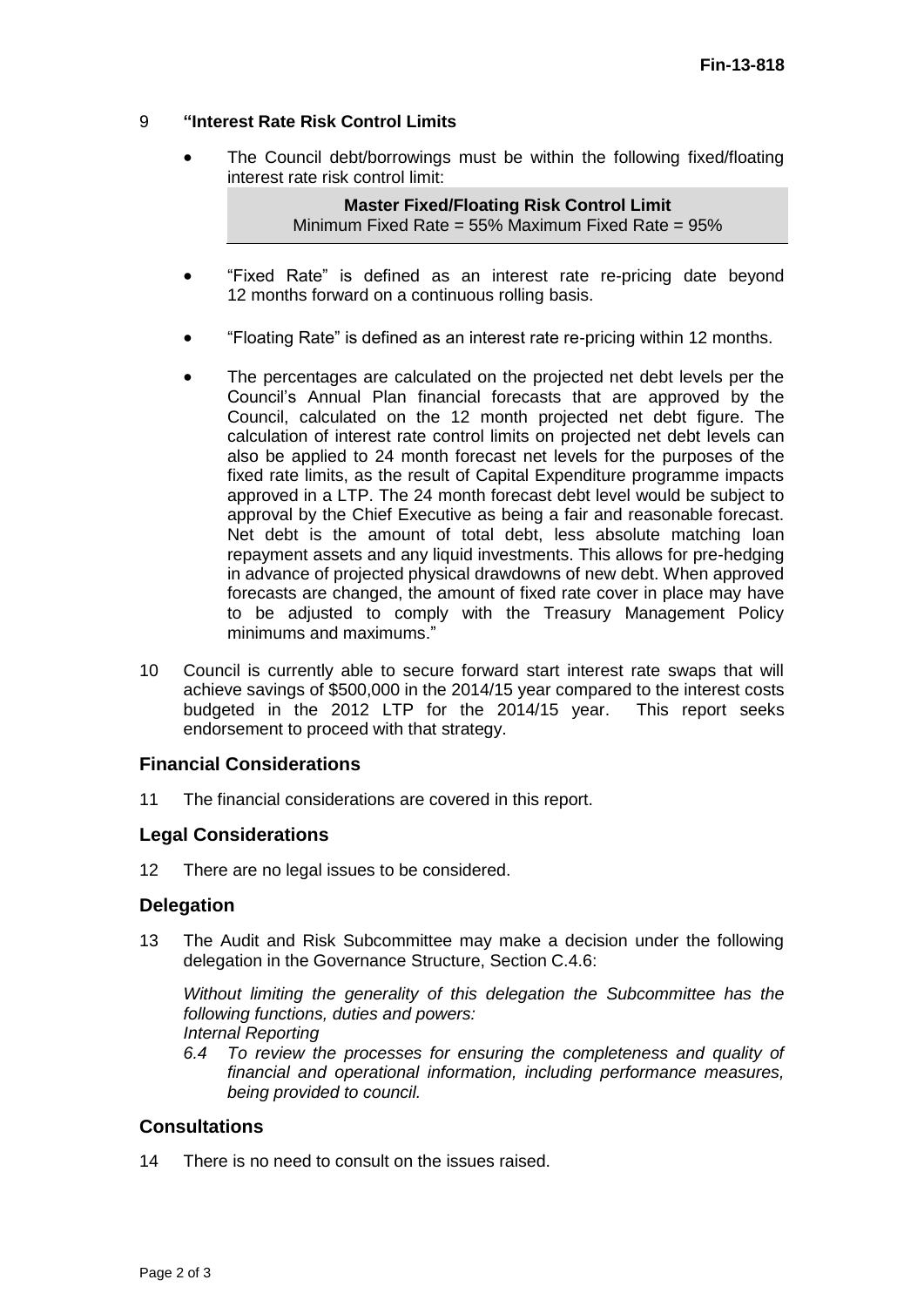9 **"Interest Rate Risk Control Limits**

- The Council debt/borrowings must be within the following fixed/floating interest rate risk control limit:

| **Master Fixed/Floating Risk Control Limit** |
|---|
| Minimum Fixed Rate = 55% Maximum Fixed Rate = 95% |

- "Fixed Rate" is defined as an interest rate re-pricing date beyond 12 months forward on a continuous rolling basis.

- "Floating Rate" is defined as an interest rate re-pricing within 12 months.

- The percentages are calculated on the projected net debt levels per the Council's Annual Plan financial forecasts that are approved by the Council, calculated on the 12 month projected net debt figure. The calculation of interest rate control limits on projected net debt levels can also be applied to 24 month forecast net levels for the purposes of the fixed rate limits, as the result of Capital Expenditure programme impacts approved in a LTP. The 24 month forecast debt level would be subject to approval by the Chief Executive as being a fair and reasonable forecast. Net debt is the amount of total debt, less absolute matching loan repayment assets and any liquid investments. This allows for pre-hedging in advance of projected physical drawdowns of new debt. When approved forecasts are changed, the amount of fixed rate cover in place may have to be adjusted to comply with the Treasury Management Policy minimums and maximums."

10 Council is currently able to secure forward start interest rate swaps that will achieve savings of $500,000 in the 2014/15 year compared to the interest costs budgeted in the 2012 LTP for the 2014/15 year. This report seeks endorsement to proceed with that strategy.

## Financial Considerations

11 The financial considerations are covered in this report.

## Legal Considerations

12 There are no legal issues to be considered.

## Delegation

13 The Audit and Risk Subcommittee may make a decision under the following delegation in the Governance Structure, Section C.4.6:

*Without limiting the generality of this delegation the Subcommittee has the following functions, duties and powers:*
*Internal Reporting*
*6.4 To review the processes for ensuring the completeness and quality of financial and operational information, including performance measures, being provided to council.*

## Consultations

14 There is no need to consult on the issues raised.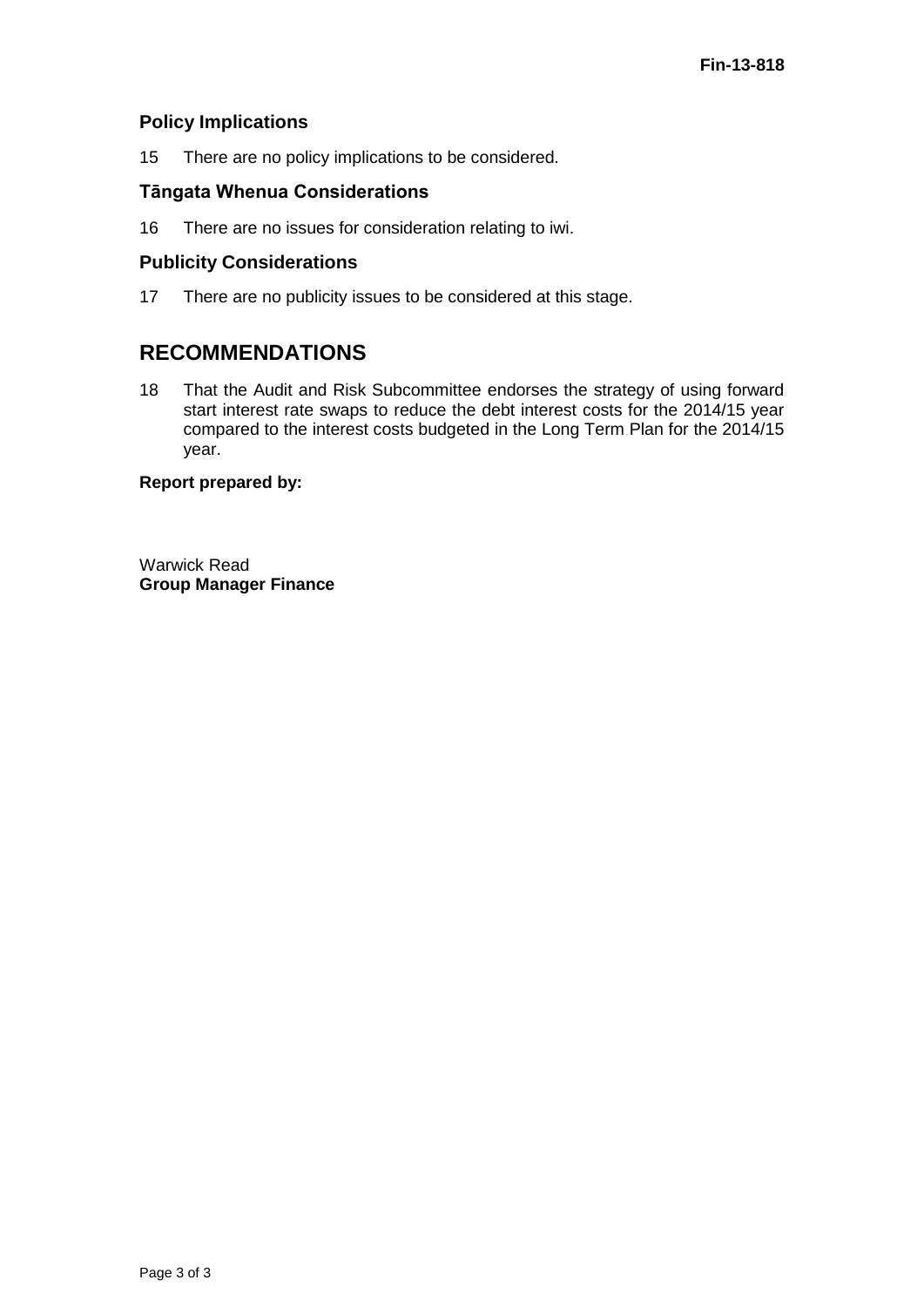### Policy Implications

15 There are no policy implications to be considered.

### Tāngata Whenua Considerations

16 There are no issues for consideration relating to iwi.

### Publicity Considerations

17 There are no publicity issues to be considered at this stage.

## RECOMMENDATIONS

18 That the Audit and Risk Subcommittee endorses the strategy of using forward start interest rate swaps to reduce the debt interest costs for the 2014/15 year compared to the interest costs budgeted in the Long Term Plan for the 2014/15 year.

**Report prepared by:**

Warwick Read
**Group Manager Finance**